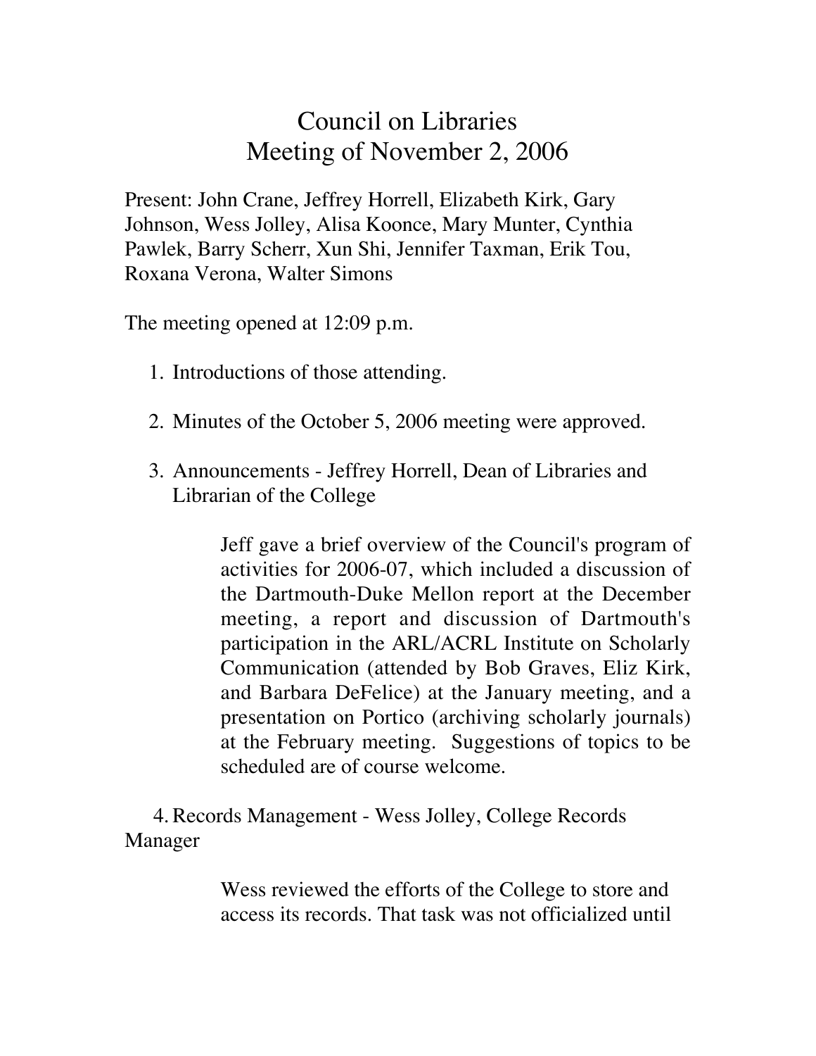# Council on Libraries
## Meeting of November 2, 2006

Present: John Crane, Jeffrey Horrell, Elizabeth Kirk, Gary Johnson, Wess Jolley, Alisa Koonce, Mary Munter, Cynthia Pawlek, Barry Scherr, Xun Shi, Jennifer Taxman, Erik Tou, Roxana Verona, Walter Simons

The meeting opened at 12:09 p.m.

1. Introductions of those attending.

2. Minutes of the October 5, 2006 meeting were approved.

3. Announcements - Jeffrey Horrell, Dean of Libraries and Librarian of the College

   Jeff gave a brief overview of the Council's program of activities for 2006-07, which included a discussion of the Dartmouth-Duke Mellon report at the December meeting, a report and discussion of Dartmouth's participation in the ARL/ACRL Institute on Scholarly Communication (attended by Bob Graves, Eliz Kirk, and Barbara DeFelice) at the January meeting, and a presentation on Portico (archiving scholarly journals) at the February meeting. Suggestions of topics to be scheduled are of course welcome.

4. Records Management - Wess Jolley, College Records Manager

   Wess reviewed the efforts of the College to store and access its records. That task was not officialized until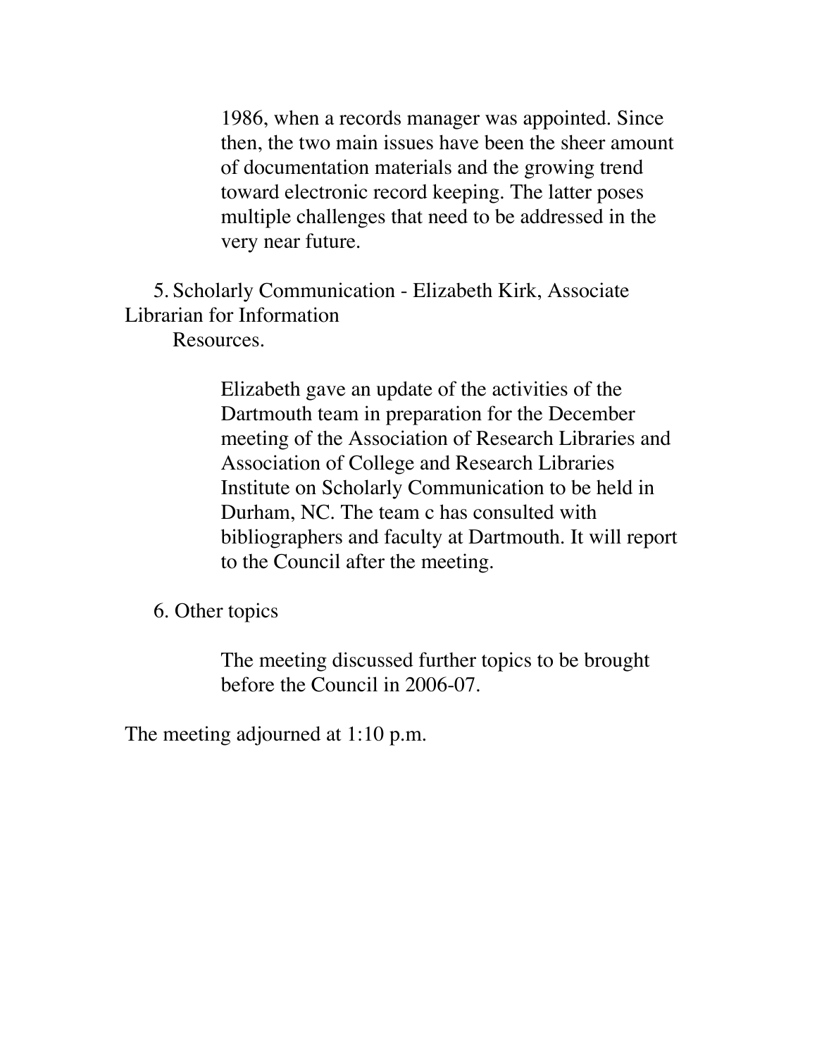1986, when a records manager was appointed. Since then, the two main issues have been the sheer amount of documentation materials and the growing trend toward electronic record keeping. The latter poses multiple challenges that need to be addressed in the very near future.

5. Scholarly Communication - Elizabeth Kirk, Associate Librarian for Information Resources.

   Elizabeth gave an update of the activities of the Dartmouth team in preparation for the December meeting of the Association of Research Libraries and Association of College and Research Libraries Institute on Scholarly Communication to be held in Durham, NC. The team c has consulted with bibliographers and faculty at Dartmouth. It will report to the Council after the meeting.

6. Other topics

   The meeting discussed further topics to be brought before the Council in 2006-07.

The meeting adjourned at 1:10 p.m.